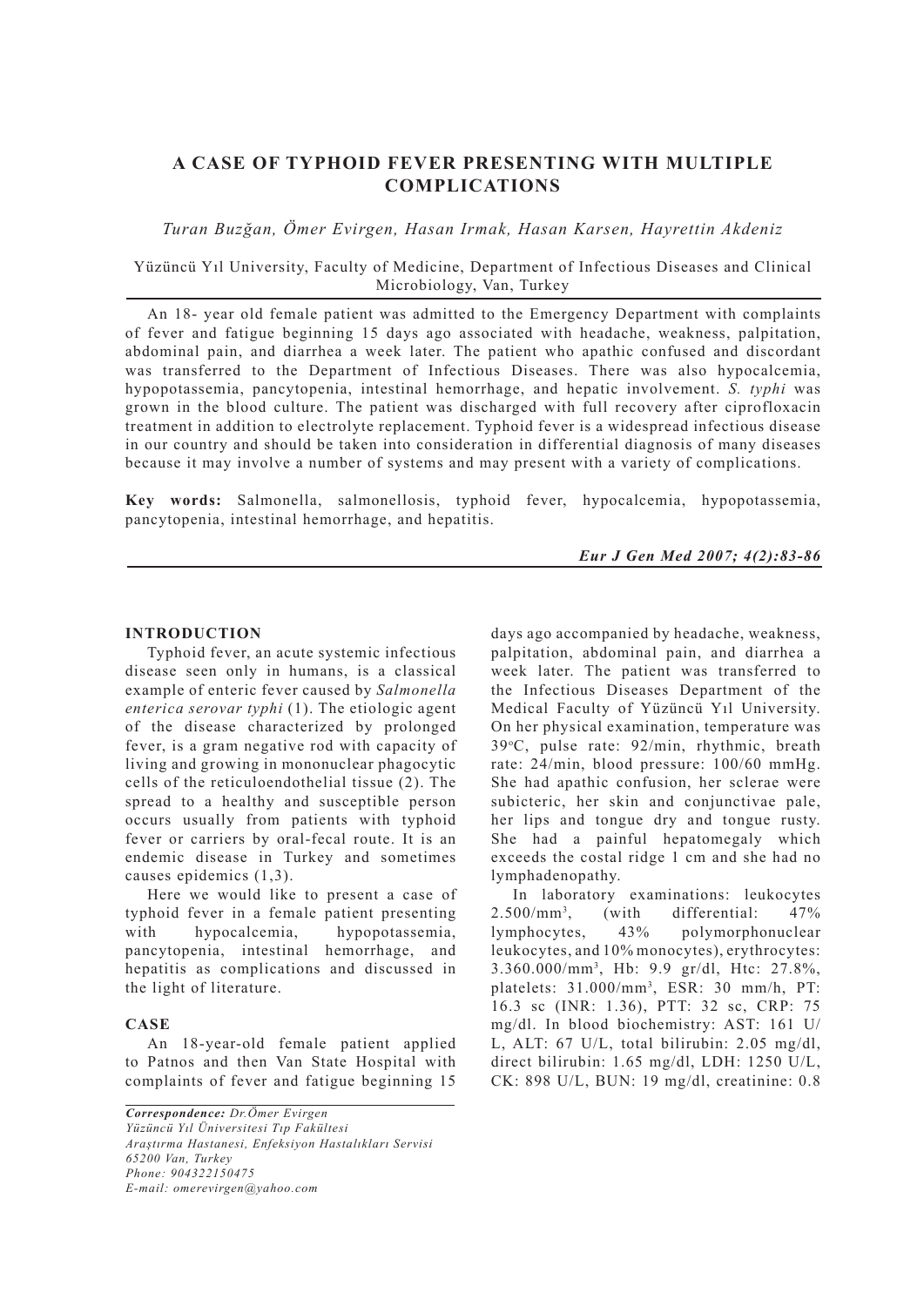# A CASE OF TYPHOID FEVER PRESENTING WITH MULTIPLE COMPLICATIONS

*Turan Buzğan, Ömer Evirgen, Hasan Irmak, Hasan Karsen, Hayrettin Akdeniz*

Yüzüncü Yıl University, Faculty of Medicine, Department of Infectious Diseases and Clinical Microbiology, Van, Turkey

An 18- year old female patient was admitted to the Emergency Department with complaints of fever and fatigue beginning 15 days ago associated with headache, weakness, palpitation, abdominal pain, and diarrhea a week later. The patient who apathic confused and discordant was transferred to the Department of Infectious Diseases. There was also hypocalcemia, hypopotassemia, pancytopenia, intestinal hemorrhage, and hepatic involvement. *S. typhi* was grown in the blood culture. The patient was discharged with full recovery after ciprofloxacin treatment in addition to electrolyte replacement. Typhoid fever is a widespread infectious disease in our country and should be taken into consideration in differential diagnosis of many diseases because it may involve a number of systems and may present with a variety of complications.

**Key words:** Salmonella, salmonellosis, typhoid fever, hypocalcemia, hypopotassemia, pancytopenia, intestinal hemorrhage, and hepatitis.

## INTRODUCTION

Typhoid fever, an acute systemic infectious disease seen only in humans, is a classical example of enteric fever caused by *Salmonella enterica serovar typhi* (1). The etiologic agent of the disease characterized by prolonged fever, is a gram negative rod with capacity of living and growing in mononuclear phagocytic cells of the reticuloendothelial tissue (2). The spread to a healthy and susceptible person occurs usually from patients with typhoid fever or carriers by oral-fecal route. It is an endemic disease in Turkey and sometimes causes epidemics (1,3).

Here we would like to present a case of typhoid fever in a female patient presenting with hypocalcemia, hypopotassemia, pancytopenia, intestinal hemorrhage, and hepatitis as complications and discussed in the light of literature.

## CASE

An 18-year-old female patient applied to Patnos and then Van State Hospital with complaints of fever and fatigue beginning 15 days ago accompanied by headache, weakness, palpitation, abdominal pain, and diarrhea a week later. The patient was transferred to the Infectious Diseases Department of the Medical Faculty of Yüzüncü Yıl University. On her physical examination, temperature was 39°C, pulse rate: 92/min, rhythmic, breath rate: 24/min, blood pressure: 100/60 mmHg. She had apathic confusion, her sclerae were subicteric, her skin and conjunctivae pale, her lips and tongue dry and tongue rusty. She had a painful hepatomegaly which exceeds the costal ridge 1 cm and she had no lymphadenopathy.

In laboratory examinations: leukocytes 2.500/mm$^3$, (with differential: 47% lymphocytes, 43% polymorphonuclear leukocytes, and 10% monocytes), erythrocytes: 3.360.000/mm$^3$, Hb: 9.9 gr/dl, Htc: 27.8%, platelets: 31.000/mm$^3$, ESR: 30 mm/h, PT: 16.3 sc (INR: 1.36), PTT: 32 sc, CRP: 75 mg/dl. In blood biochemistry: AST: 161 U/L, ALT: 67 U/L, total bilirubin: 2.05 mg/dl, direct bilirubin: 1.65 mg/dl, LDH: 1250 U/L, CK: 898 U/L, BUN: 19 mg/dl, creatinine: 0.8

*Correspondence: Dr.Ömer Evirgen*
*Yüzüncü Yıl Üniversitesi Tıp Fakültesi*
*Araştırma Hastanesi, Enfeksiyon Hastalıkları Servisi*
*65200 Van, Turkey*
*Phone: 904322150475*
*E-mail: omerevirgen@yahoo.com*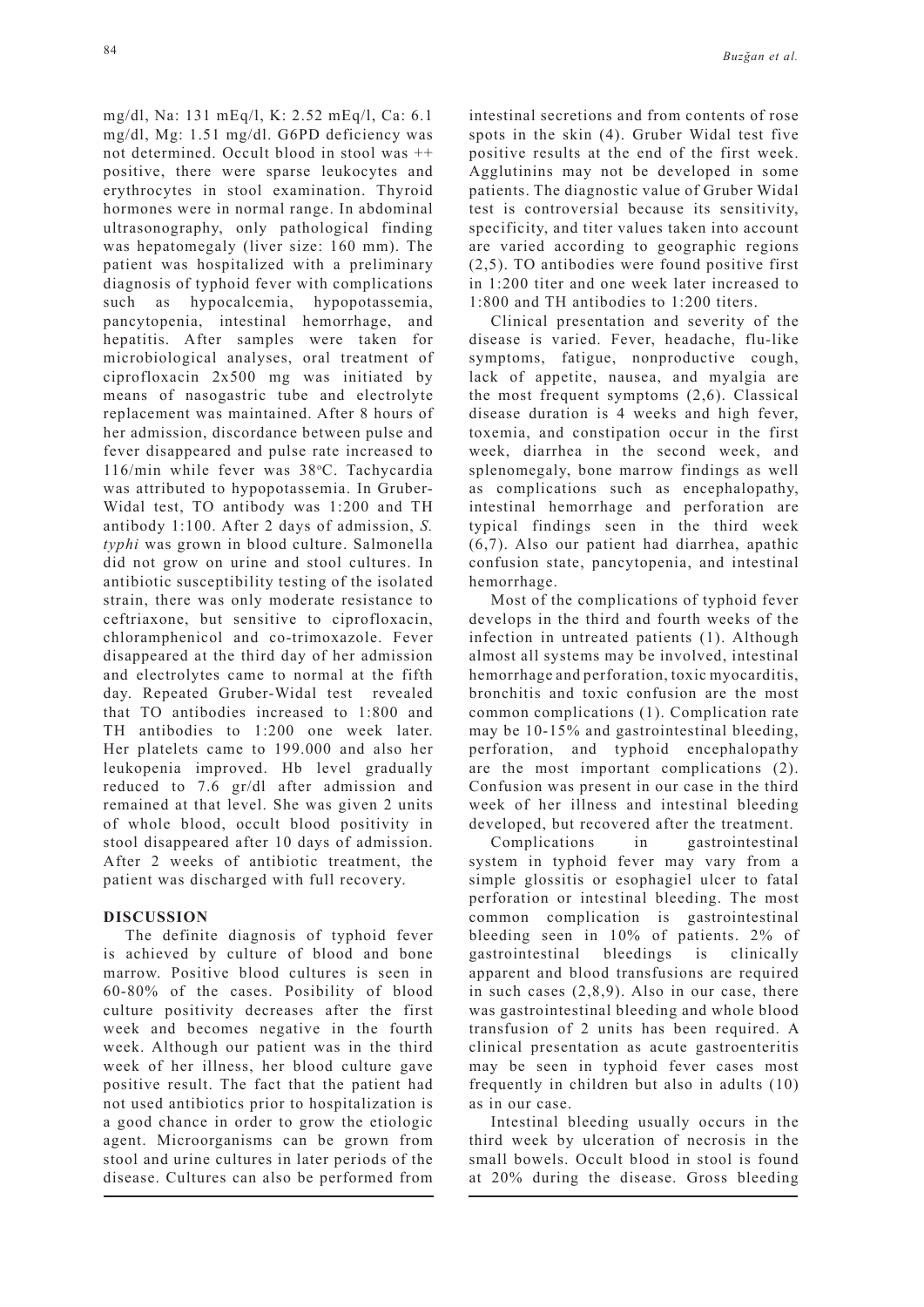mg/dl, Na: 131 mEq/l, K: 2.52 mEq/l, Ca: 6.1 mg/dl, Mg: 1.51 mg/dl. G6PD deficiency was not determined. Occult blood in stool was ++ positive, there were sparse leukocytes and erythrocytes in stool examination. Thyroid hormones were in normal range. In abdominal ultrasonography, only pathological finding was hepatomegaly (liver size: 160 mm). The patient was hospitalized with a preliminary diagnosis of typhoid fever with complications such as hypocalcemia, hypopotassemia, pancytopenia, intestinal hemorrhage, and hepatitis. After samples were taken for microbiological analyses, oral treatment of ciprofloxacin 2x500 mg was initiated by means of nasogastric tube and electrolyte replacement was maintained. After 8 hours of her admission, discordance between pulse and fever disappeared and pulse rate increased to 116/min while fever was 38°C. Tachycardia was attributed to hypopotassemia. In Gruber-Widal test, TO antibody was 1:200 and TH antibody 1:100. After 2 days of admission, *S. typhi* was grown in blood culture. Salmonella did not grow on urine and stool cultures. In antibiotic susceptibility testing of the isolated strain, there was only moderate resistance to ceftriaxone, but sensitive to ciprofloxacin, chloramphenicol and co-trimoxazole. Fever disappeared at the third day of her admission and electrolytes came to normal at the fifth day. Repeated Gruber-Widal test revealed that TO antibodies increased to 1:800 and TH antibodies to 1:200 one week later. Her platelets came to 199.000 and also her leukopenia improved. Hb level gradually reduced to 7.6 gr/dl after admission and remained at that level. She was given 2 units of whole blood, occult blood positivity in stool disappeared after 10 days of admission. After 2 weeks of antibiotic treatment, the patient was discharged with full recovery.

## DISCUSSION

The definite diagnosis of typhoid fever is achieved by culture of blood and bone marrow. Positive blood cultures is seen in 60-80% of the cases. Posibility of blood culture positivity decreases after the first week and becomes negative in the fourth week. Although our patient was in the third week of her illness, her blood culture gave positive result. The fact that the patient had not used antibiotics prior to hospitalization is a good chance in order to grow the etiologic agent. Microorganisms can be grown from stool and urine cultures in later periods of the disease. Cultures can also be performed from intestinal secretions and from contents of rose spots in the skin (4). Gruber Widal test five positive results at the end of the first week. Agglutinins may not be developed in some patients. The diagnostic value of Gruber Widal test is controversial because its sensitivity, specificity, and titer values taken into account are varied according to geographic regions (2,5). TO antibodies were found positive first in 1:200 titer and one week later increased to 1:800 and TH antibodies to 1:200 titers.

Clinical presentation and severity of the disease is varied. Fever, headache, flu-like symptoms, fatigue, nonproductive cough, lack of appetite, nausea, and myalgia are the most frequent symptoms (2,6). Classical disease duration is 4 weeks and high fever, toxemia, and constipation occur in the first week, diarrhea in the second week, and splenomegaly, bone marrow findings as well as complications such as encephalopathy, intestinal hemorrhage and perforation are typical findings seen in the third week (6,7). Also our patient had diarrhea, apathic confusion state, pancytopenia, and intestinal hemorrhage.

Most of the complications of typhoid fever develops in the third and fourth weeks of the infection in untreated patients (1). Although almost all systems may be involved, intestinal hemorrhage and perforation, toxic myocarditis, bronchitis and toxic confusion are the most common complications (1). Complication rate may be 10-15% and gastrointestinal bleeding, perforation, and typhoid encephalopathy are the most important complications (2). Confusion was present in our case in the third week of her illness and intestinal bleeding developed, but recovered after the treatment.

Complications in gastrointestinal system in typhoid fever may vary from a simple glossitis or esophagiel ulcer to fatal perforation or intestinal bleeding. The most common complication is gastrointestinal bleeding seen in 10% of patients. 2% of gastrointestinal bleedings is clinically apparent and blood transfusions are required in such cases (2,8,9). Also in our case, there was gastrointestinal bleeding and whole blood transfusion of 2 units has been required. A clinical presentation as acute gastroenteritis may be seen in typhoid fever cases most frequently in children but also in adults (10) as in our case.

Intestinal bleeding usually occurs in the third week by ulceration of necrosis in the small bowels. Occult blood in stool is found at 20% during the disease. Gross bleeding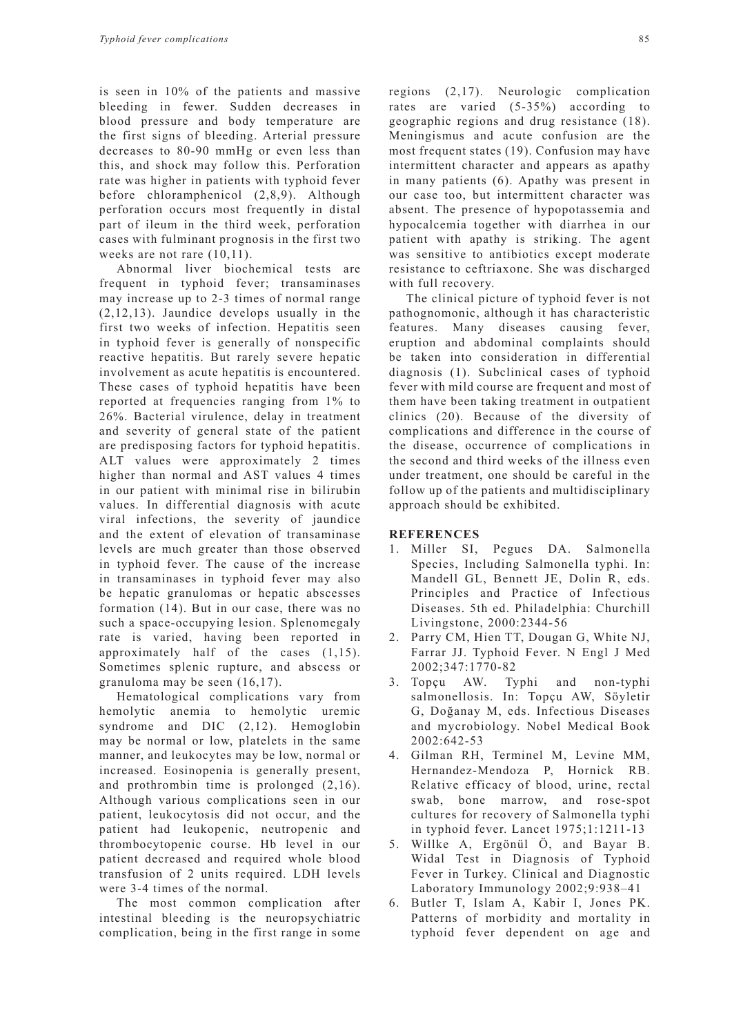is seen in 10% of the patients and massive bleeding in fewer. Sudden decreases in blood pressure and body temperature are the first signs of bleeding. Arterial pressure decreases to 80-90 mmHg or even less than this, and shock may follow this. Perforation rate was higher in patients with typhoid fever before chloramphenicol (2,8,9). Although perforation occurs most frequently in distal part of ileum in the third week, perforation cases with fulminant prognosis in the first two weeks are not rare (10,11).

Abnormal liver biochemical tests are frequent in typhoid fever; transaminases may increase up to 2-3 times of normal range (2,12,13). Jaundice develops usually in the first two weeks of infection. Hepatitis seen in typhoid fever is generally of nonspecific reactive hepatitis. But rarely severe hepatic involvement as acute hepatitis is encountered. These cases of typhoid hepatitis have been reported at frequencies ranging from 1% to 26%. Bacterial virulence, delay in treatment and severity of general state of the patient are predisposing factors for typhoid hepatitis. ALT values were approximately 2 times higher than normal and AST values 4 times in our patient with minimal rise in bilirubin values. In differential diagnosis with acute viral infections, the severity of jaundice and the extent of elevation of transaminase levels are much greater than those observed in typhoid fever. The cause of the increase in transaminases in typhoid fever may also be hepatic granulomas or hepatic abscesses formation (14). But in our case, there was no such a space-occupying lesion. Splenomegaly rate is varied, having been reported in approximately half of the cases (1,15). Sometimes splenic rupture, and abscess or granuloma may be seen (16,17).

Hematological complications vary from hemolytic anemia to hemolytic uremic syndrome and DIC (2,12). Hemoglobin may be normal or low, platelets in the same manner, and leukocytes may be low, normal or increased. Eosinopenia is generally present, and prothrombin time is prolonged (2,16). Although various complications seen in our patient, leukocytosis did not occur, and the patient had leukopenic, neutropenic and thrombocytopenic course. Hb level in our patient decreased and required whole blood transfusion of 2 units required. LDH levels were 3-4 times of the normal.

The most common complication after intestinal bleeding is the neuropsychiatric complication, being in the first range in some regions (2,17). Neurologic complication rates are varied (5-35%) according to geographic regions and drug resistance (18). Meningismus and acute confusion are the most frequent states (19). Confusion may have intermittent character and appears as apathy in many patients (6). Apathy was present in our case too, but intermittent character was absent. The presence of hypopotassemia and hypocalcemia together with diarrhea in our patient with apathy is striking. The agent was sensitive to antibiotics except moderate resistance to ceftriaxone. She was discharged with full recovery.

The clinical picture of typhoid fever is not pathognomonic, although it has characteristic features. Many diseases causing fever, eruption and abdominal complaints should be taken into consideration in differential diagnosis (1). Subclinical cases of typhoid fever with mild course are frequent and most of them have been taking treatment in outpatient clinics (20). Because of the diversity of complications and difference in the course of the disease, occurrence of complications in the second and third weeks of the illness even under treatment, one should be careful in the follow up of the patients and multidisciplinary approach should be exhibited.

## REFERENCES

1. Miller SI, Pegues DA. Salmonella Species, Including Salmonella typhi. In: Mandell GL, Bennett JE, Dolin R, eds. Principles and Practice of Infectious Diseases. 5th ed. Philadelphia: Churchill Livingstone, 2000:2344-56
2. Parry CM, Hien TT, Dougan G, White NJ, Farrar JJ. Typhoid Fever. N Engl J Med 2002;347:1770-82
3. Topçu AW. Typhi and non-typhi salmonellosis. In: Topçu AW, Söyletir G, Doğanay M, eds. Infectious Diseases and mycrobiology. Nobel Medical Book 2002:642-53
4. Gilman RH, Terminel M, Levine MM, Hernandez-Mendoza P, Hornick RB. Relative efficacy of blood, urine, rectal swab, bone marrow, and rose-spot cultures for recovery of Salmonella typhi in typhoid fever. Lancet 1975;1:1211-13
5. Willke A, Ergönül Ö, and Bayar B. Widal Test in Diagnosis of Typhoid Fever in Turkey. Clinical and Diagnostic Laboratory Immunology 2002;9:938–41
6. Butler T, Islam A, Kabir I, Jones PK. Patterns of morbidity and mortality in typhoid fever dependent on age and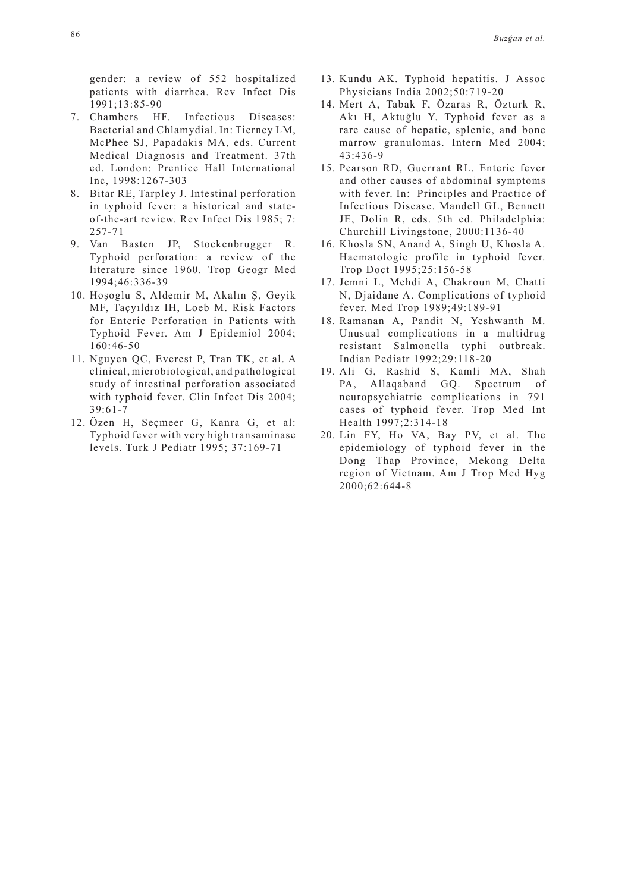gender: a review of 552 hospitalized patients with diarrhea. Rev Infect Dis 1991;13:85-90

7. Chambers HF. Infectious Diseases: Bacterial and Chlamydial. In: Tierney LM, McPhee SJ, Papadakis MA, eds. Current Medical Diagnosis and Treatment. 37th ed. London: Prentice Hall International Inc, 1998:1267-303
8. Bitar RE, Tarpley J. Intestinal perforation in typhoid fever: a historical and state-of-the-art review. Rev Infect Dis 1985; 7: 257-71
9. Van Basten JP, Stockenbrugger R. Typhoid perforation: a review of the literature since 1960. Trop Geogr Med 1994;46:336-39
10. Hoşoglu S, Aldemir M, Akalın Ş, Geyik MF, Taçyıldız IH, Loeb M. Risk Factors for Enteric Perforation in Patients with Typhoid Fever. Am J Epidemiol 2004; 160:46-50
11. Nguyen QC, Everest P, Tran TK, et al. A clinical, microbiological, and pathological study of intestinal perforation associated with typhoid fever. Clin Infect Dis 2004; 39:61-7
12. Özen H, Seçmeer G, Kanra G, et al: Typhoid fever with very high transaminase levels. Turk J Pediatr 1995; 37:169-71
13. Kundu AK. Typhoid hepatitis. J Assoc Physicians India 2002;50:719-20
14. Mert A, Tabak F, Özaras R, Özturk R, Akı H, Aktuğlu Y. Typhoid fever as a rare cause of hepatic, splenic, and bone marrow granulomas. Intern Med 2004; 43:436-9
15. Pearson RD, Guerrant RL. Enteric fever and other causes of abdominal symptoms with fever. In: Principles and Practice of Infectious Disease. Mandell GL, Bennett JE, Dolin R, eds. 5th ed. Philadelphia: Churchill Livingstone, 2000:1136-40
16. Khosla SN, Anand A, Singh U, Khosla A. Haematologic profile in typhoid fever. Trop Doct 1995;25:156-58
17. Jemni L, Mehdi A, Chakroun M, Chatti N, Djaidane A. Complications of typhoid fever. Med Trop 1989;49:189-91
18. Ramanan A, Pandit N, Yeshwanth M. Unusual complications in a multidrug resistant Salmonella typhi outbreak. Indian Pediatr 1992;29:118-20
19. Ali G, Rashid S, Kamli MA, Shah PA, Allaqaband GQ. Spectrum of neuropsychiatric complications in 791 cases of typhoid fever. Trop Med Int Health 1997;2:314-18
20. Lin FY, Ho VA, Bay PV, et al. The epidemiology of typhoid fever in the Dong Thap Province, Mekong Delta region of Vietnam. Am J Trop Med Hyg 2000;62:644-8